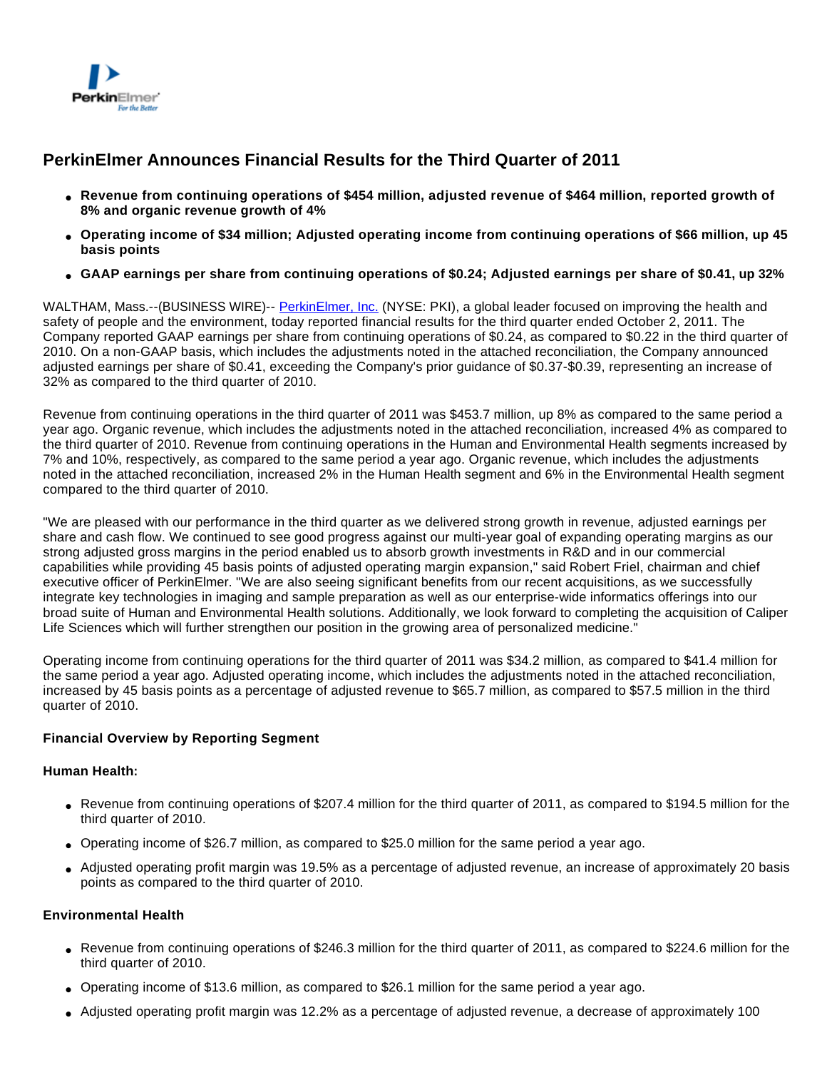# PerkinElmer Announces Financial Results for the Third Quarter of 2011

- **Revenue from continuing operations of $454 million, adjusted revenue of $464 million, reported growth of 8% and organic revenue growth of 4%**
- **Operating income of $34 million; Adjusted operating income from continuing operations of $66 million, up 45 basis points**
- **GAAP earnings per share from continuing operations of $0.24; Adjusted earnings per share of $0.41, up 32%**

WALTHAM, Mass.--(BUSINESS WIRE)-- PerkinElmer, Inc. (NYSE: PKI), a global leader focused on improving the health and safety of people and the environment, today reported financial results for the third quarter ended October 2, 2011. The Company reported GAAP earnings per share from continuing operations of $0.24, as compared to $0.22 in the third quarter of 2010. On a non-GAAP basis, which includes the adjustments noted in the attached reconciliation, the Company announced adjusted earnings per share of $0.41, exceeding the Company's prior guidance of $0.37-$0.39, representing an increase of 32% as compared to the third quarter of 2010.

Revenue from continuing operations in the third quarter of 2011 was $453.7 million, up 8% as compared to the same period a year ago. Organic revenue, which includes the adjustments noted in the attached reconciliation, increased 4% as compared to the third quarter of 2010. Revenue from continuing operations in the Human and Environmental Health segments increased by 7% and 10%, respectively, as compared to the same period a year ago. Organic revenue, which includes the adjustments noted in the attached reconciliation, increased 2% in the Human Health segment and 6% in the Environmental Health segment compared to the third quarter of 2010.

"We are pleased with our performance in the third quarter as we delivered strong growth in revenue, adjusted earnings per share and cash flow. We continued to see good progress against our multi-year goal of expanding operating margins as our strong adjusted gross margins in the period enabled us to absorb growth investments in R&D and in our commercial capabilities while providing 45 basis points of adjusted operating margin expansion," said Robert Friel, chairman and chief executive officer of PerkinElmer. "We are also seeing significant benefits from our recent acquisitions, as we successfully integrate key technologies in imaging and sample preparation as well as our enterprise-wide informatics offerings into our broad suite of Human and Environmental Health solutions. Additionally, we look forward to completing the acquisition of Caliper Life Sciences which will further strengthen our position in the growing area of personalized medicine."

Operating income from continuing operations for the third quarter of 2011 was $34.2 million, as compared to $41.4 million for the same period a year ago. Adjusted operating income, which includes the adjustments noted in the attached reconciliation, increased by 45 basis points as a percentage of adjusted revenue to $65.7 million, as compared to $57.5 million in the third quarter of 2010.

**Financial Overview by Reporting Segment**

**Human Health:**

- Revenue from continuing operations of $207.4 million for the third quarter of 2011, as compared to $194.5 million for the third quarter of 2010.
- Operating income of $26.7 million, as compared to $25.0 million for the same period a year ago.
- Adjusted operating profit margin was 19.5% as a percentage of adjusted revenue, an increase of approximately 20 basis points as compared to the third quarter of 2010.

**Environmental Health**

- Revenue from continuing operations of $246.3 million for the third quarter of 2011, as compared to $224.6 million for the third quarter of 2010.
- Operating income of $13.6 million, as compared to $26.1 million for the same period a year ago.
- Adjusted operating profit margin was 12.2% as a percentage of adjusted revenue, a decrease of approximately 100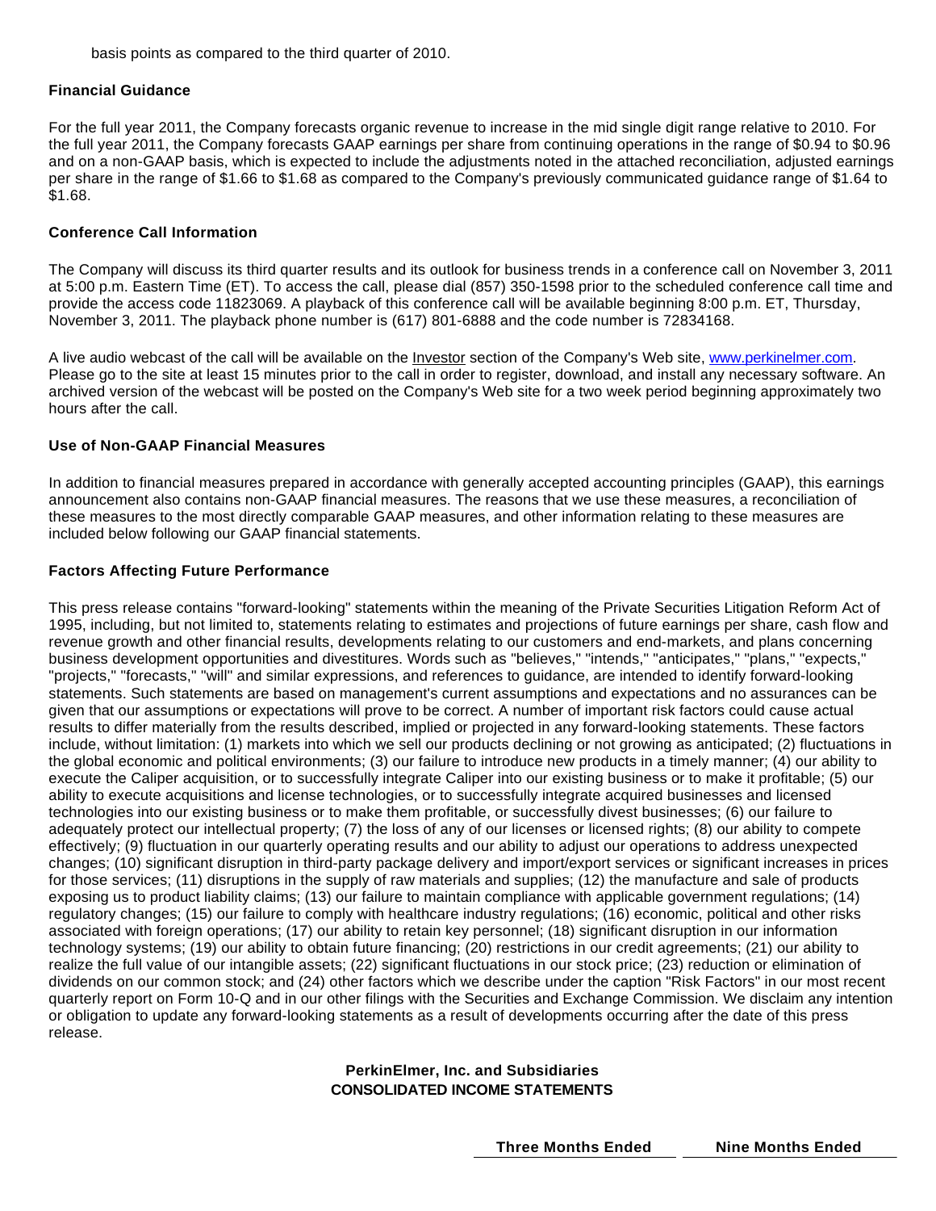basis points as compared to the third quarter of 2010.

**Financial Guidance**

For the full year 2011, the Company forecasts organic revenue to increase in the mid single digit range relative to 2010. For the full year 2011, the Company forecasts GAAP earnings per share from continuing operations in the range of $0.94 to $0.96 and on a non-GAAP basis, which is expected to include the adjustments noted in the attached reconciliation, adjusted earnings per share in the range of $1.66 to $1.68 as compared to the Company's previously communicated guidance range of $1.64 to $1.68.

**Conference Call Information**

The Company will discuss its third quarter results and its outlook for business trends in a conference call on November 3, 2011 at 5:00 p.m. Eastern Time (ET). To access the call, please dial (857) 350-1598 prior to the scheduled conference call time and provide the access code 11823069. A playback of this conference call will be available beginning 8:00 p.m. ET, Thursday, November 3, 2011. The playback phone number is (617) 801-6888 and the code number is 72834168.

A live audio webcast of the call will be available on the Investor section of the Company's Web site, www.perkinelmer.com. Please go to the site at least 15 minutes prior to the call in order to register, download, and install any necessary software. An archived version of the webcast will be posted on the Company's Web site for a two week period beginning approximately two hours after the call.

**Use of Non-GAAP Financial Measures**

In addition to financial measures prepared in accordance with generally accepted accounting principles (GAAP), this earnings announcement also contains non-GAAP financial measures. The reasons that we use these measures, a reconciliation of these measures to the most directly comparable GAAP measures, and other information relating to these measures are included below following our GAAP financial statements.

**Factors Affecting Future Performance**

This press release contains "forward-looking" statements within the meaning of the Private Securities Litigation Reform Act of 1995, including, but not limited to, statements relating to estimates and projections of future earnings per share, cash flow and revenue growth and other financial results, developments relating to our customers and end-markets, and plans concerning business development opportunities and divestitures. Words such as "believes," "intends," "anticipates," "plans," "expects," "projects," "forecasts," "will" and similar expressions, and references to guidance, are intended to identify forward-looking statements. Such statements are based on management's current assumptions and expectations and no assurances can be given that our assumptions or expectations will prove to be correct. A number of important risk factors could cause actual results to differ materially from the results described, implied or projected in any forward-looking statements. These factors include, without limitation: (1) markets into which we sell our products declining or not growing as anticipated; (2) fluctuations in the global economic and political environments; (3) our failure to introduce new products in a timely manner; (4) our ability to execute the Caliper acquisition, or to successfully integrate Caliper into our existing business or to make it profitable; (5) our ability to execute acquisitions and license technologies, or to successfully integrate acquired businesses and licensed technologies into our existing business or to make them profitable, or successfully divest businesses; (6) our failure to adequately protect our intellectual property; (7) the loss of any of our licenses or licensed rights; (8) our ability to compete effectively; (9) fluctuation in our quarterly operating results and our ability to adjust our operations to address unexpected changes; (10) significant disruption in third-party package delivery and import/export services or significant increases in prices for those services; (11) disruptions in the supply of raw materials and supplies; (12) the manufacture and sale of products exposing us to product liability claims; (13) our failure to maintain compliance with applicable government regulations; (14) regulatory changes; (15) our failure to comply with healthcare industry regulations; (16) economic, political and other risks associated with foreign operations; (17) our ability to retain key personnel; (18) significant disruption in our information technology systems; (19) our ability to obtain future financing; (20) restrictions in our credit agreements; (21) our ability to realize the full value of our intangible assets; (22) significant fluctuations in our stock price; (23) reduction or elimination of dividends on our common stock; and (24) other factors which we describe under the caption "Risk Factors" in our most recent quarterly report on Form 10-Q and in our other filings with the Securities and Exchange Commission. We disclaim any intention or obligation to update any forward-looking statements as a result of developments occurring after the date of this press release.

**PerkinElmer, Inc. and Subsidiaries**
**CONSOLIDATED INCOME STATEMENTS**

| | Three Months Ended | Nine Months Ended |
|---|---|---|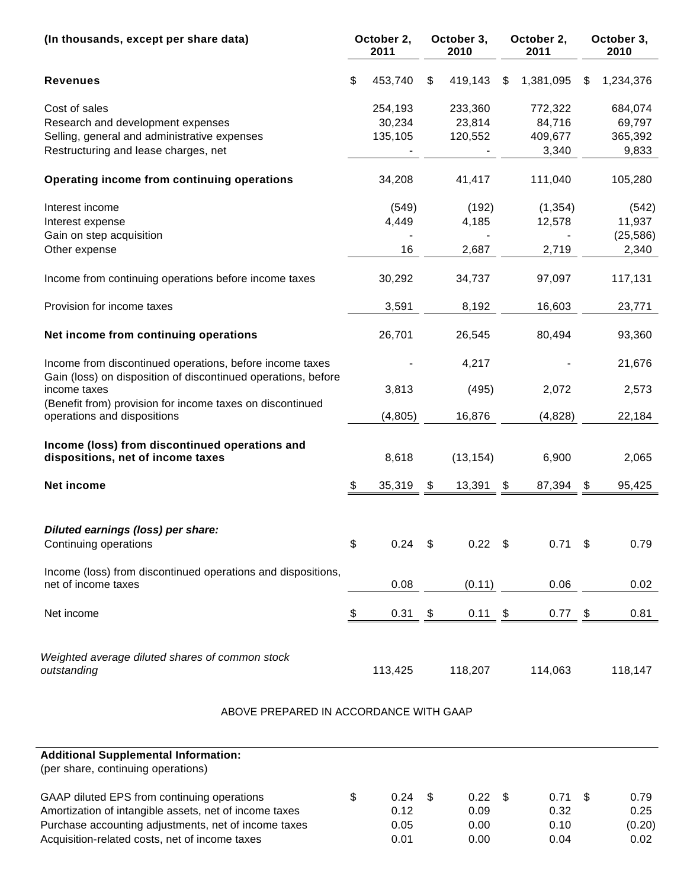| (In thousands, except per share data) | October 2, 2011 | October 3, 2010 | October 2, 2011 | October 3, 2010 |
|---|---|---|---|---|
| **Revenues** | $ 453,740 | $ 419,143 | $ 1,381,095 | $ 1,234,376 |
| Cost of sales | 254,193 | 233,360 | 772,322 | 684,074 |
| Research and development expenses | 30,234 | 23,814 | 84,716 | 69,797 |
| Selling, general and administrative expenses | 135,105 | 120,552 | 409,677 | 365,392 |
| Restructuring and lease charges, net | - | - | 3,340 | 9,833 |
| **Operating income from continuing operations** | 34,208 | 41,417 | 111,040 | 105,280 |
| Interest income | (549) | (192) | (1,354) | (542) |
| Interest expense | 4,449 | 4,185 | 12,578 | 11,937 |
| Gain on step acquisition | - | - | - | (25,586) |
| Other expense | 16 | 2,687 | 2,719 | 2,340 |
| Income from continuing operations before income taxes | 30,292 | 34,737 | 97,097 | 117,131 |
| Provision for income taxes | 3,591 | 8,192 | 16,603 | 23,771 |
| **Net income from continuing operations** | 26,701 | 26,545 | 80,494 | 93,360 |
| Income from discontinued operations, before income taxes | - | 4,217 | - | 21,676 |
| Gain (loss) on disposition of discontinued operations, before income taxes | 3,813 | (495) | 2,072 | 2,573 |
| (Benefit from) provision for income taxes on discontinued operations and dispositions | (4,805) | 16,876 | (4,828) | 22,184 |
| **Income (loss) from discontinued operations and dispositions, net of income taxes** | 8,618 | (13,154) | 6,900 | 2,065 |
| **Net income** | $ 35,319 | $ 13,391 | $ 87,394 | $ 95,425 |
| ***Diluted earnings (loss) per share:*** | | | | |
| Continuing operations | $ 0.24 | $ 0.22 | $ 0.71 | $ 0.79 |
| Income (loss) from discontinued operations and dispositions, net of income taxes | 0.08 | (0.11) | 0.06 | 0.02 |
| Net income | $ 0.31 | $ 0.11 | $ 0.77 | $ 0.81 |
| *Weighted average diluted shares of common stock outstanding* | 113,425 | 118,207 | 114,063 | 118,147 |

ABOVE PREPARED IN ACCORDANCE WITH GAAP

**Additional Supplemental Information:**
(per share, continuing operations)

| | | | | |
|---|---|---|---|---|
| GAAP diluted EPS from continuing operations | $ 0.24 | $ 0.22 | $ 0.71 | $ 0.79 |
| Amortization of intangible assets, net of income taxes | 0.12 | 0.09 | 0.32 | 0.25 |
| Purchase accounting adjustments, net of income taxes | 0.05 | 0.00 | 0.10 | (0.20) |
| Acquisition-related costs, net of income taxes | 0.01 | 0.00 | 0.04 | 0.02 |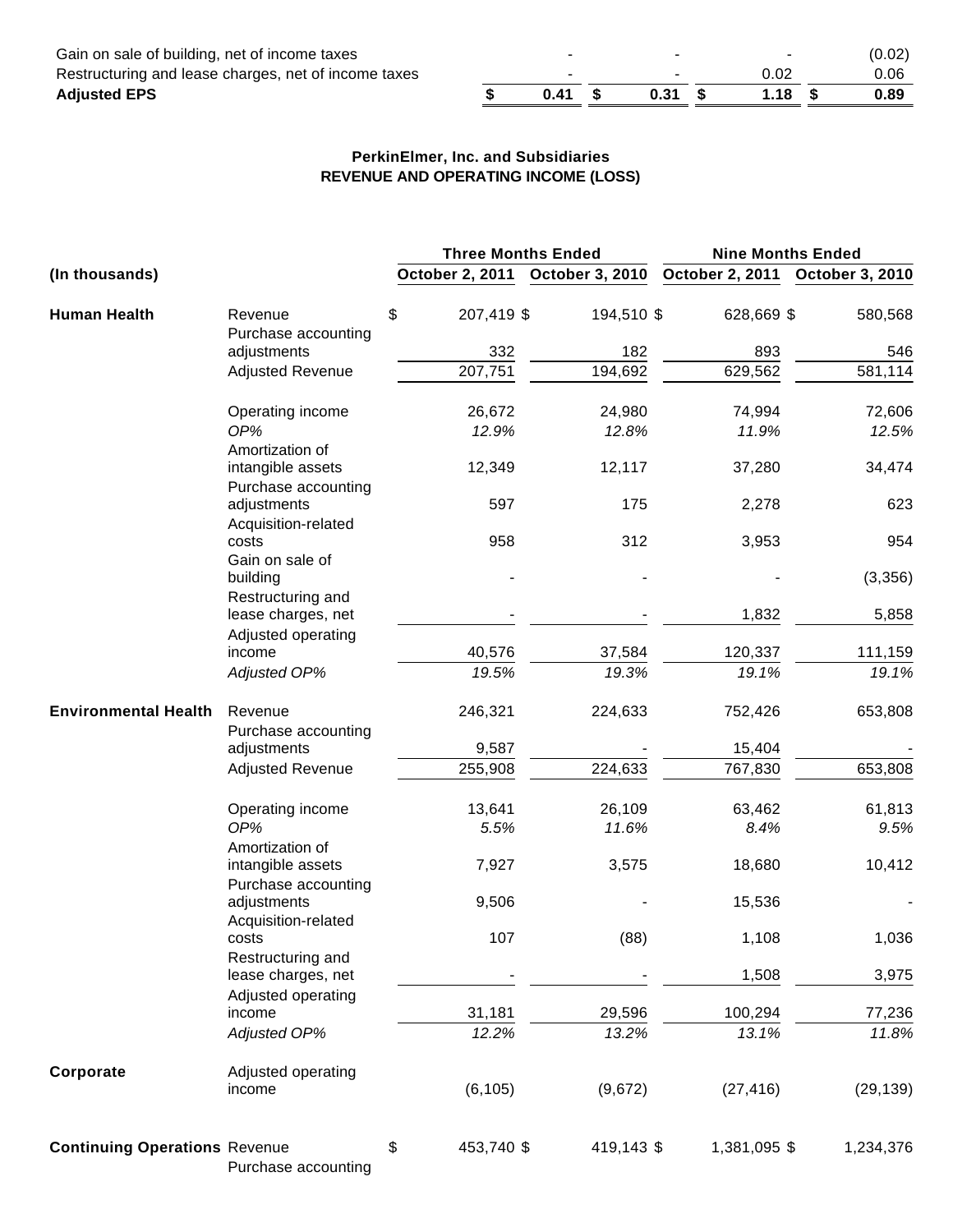| | | | | |
|---|---|---|---|---|
| Gain on sale of building, net of income taxes | - | - | - | (0.02) |
| Restructuring and lease charges, net of income taxes | - | - | 0.02 | 0.06 |
| **Adjusted EPS** | **$ 0.41** | **$ 0.31** | **$ 1.18** | **$ 0.89** |

**PerkinElmer, Inc. and Subsidiaries**
**REVENUE AND OPERATING INCOME (LOSS)**

| | | Three Months Ended | | Nine Months Ended | |
|---|---|---|---|---|---|
| **(In thousands)** | | **October 2, 2011** | **October 3, 2010** | **October 2, 2011** | **October 3, 2010** |
| **Human Health** | Revenue | $ 207,419 | $ 194,510 | $ 628,669 | $ 580,568 |
| | Purchase accounting adjustments | 332 | 182 | 893 | 546 |
| | Adjusted Revenue | 207,751 | 194,692 | 629,562 | 581,114 |
| | Operating income | 26,672 | 24,980 | 74,994 | 72,606 |
| | *OP%* | *12.9%* | *12.8%* | *11.9%* | *12.5%* |
| | Amortization of intangible assets | 12,349 | 12,117 | 37,280 | 34,474 |
| | Purchase accounting adjustments | 597 | 175 | 2,278 | 623 |
| | Acquisition-related costs | 958 | 312 | 3,953 | 954 |
| | Gain on sale of building | - | - | - | (3,356) |
| | Restructuring and lease charges, net | - | - | 1,832 | 5,858 |
| | Adjusted operating income | 40,576 | 37,584 | 120,337 | 111,159 |
| | *Adjusted OP%* | *19.5%* | *19.3%* | *19.1%* | *19.1%* |
| **Environmental Health** | Revenue | 246,321 | 224,633 | 752,426 | 653,808 |
| | Purchase accounting adjustments | 9,587 | - | 15,404 | - |
| | Adjusted Revenue | 255,908 | 224,633 | 767,830 | 653,808 |
| | Operating income | 13,641 | 26,109 | 63,462 | 61,813 |
| | *OP%* | *5.5%* | *11.6%* | *8.4%* | *9.5%* |
| | Amortization of intangible assets | 7,927 | 3,575 | 18,680 | 10,412 |
| | Purchase accounting adjustments | 9,506 | - | 15,536 | - |
| | Acquisition-related costs | 107 | (88) | 1,108 | 1,036 |
| | Restructuring and lease charges, net | - | - | 1,508 | 3,975 |
| | Adjusted operating income | 31,181 | 29,596 | 100,294 | 77,236 |
| | *Adjusted OP%* | *12.2%* | *13.2%* | *13.1%* | *11.8%* |
| **Corporate** | Adjusted operating income | (6,105) | (9,672) | (27,416) | (29,139) |
| **Continuing Operations** | Revenue | $ 453,740 | $ 419,143 | $ 1,381,095 | $ 1,234,376 |
| | Purchase accounting | | | | |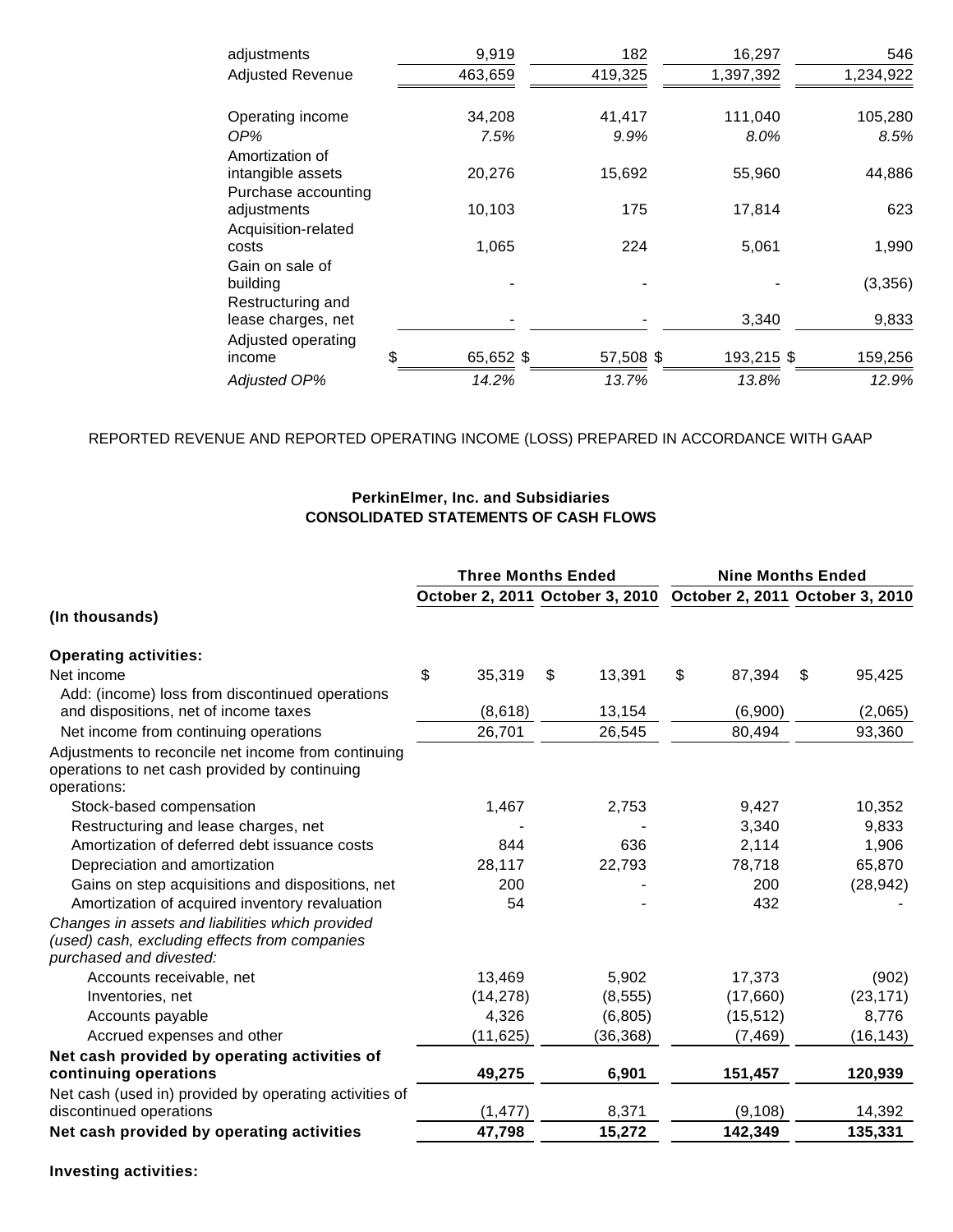| | | | | |
|---|---|---|---|---|
| adjustments | 9,919 | 182 | 16,297 | 546 |
| Adjusted Revenue | 463,659 | 419,325 | 1,397,392 | 1,234,922 |
| | | | | |
| Operating income | 34,208 | 41,417 | 111,040 | 105,280 |
| *OP%* | *7.5%* | *9.9%* | *8.0%* | *8.5%* |
| Amortization of intangible assets | 20,276 | 15,692 | 55,960 | 44,886 |
| Purchase accounting adjustments | 10,103 | 175 | 17,814 | 623 |
| Acquisition-related costs | 1,065 | 224 | 5,061 | 1,990 |
| Gain on sale of building | - | - | - | (3,356) |
| Restructuring and lease charges, net | - | - | 3,340 | 9,833 |
| Adjusted operating income | $ 65,652 | $ 57,508 | $ 193,215 | $ 159,256 |
| *Adjusted OP%* | *14.2%* | *13.7%* | *13.8%* | *12.9%* |

REPORTED REVENUE AND REPORTED OPERATING INCOME (LOSS) PREPARED IN ACCORDANCE WITH GAAP

**PerkinElmer, Inc. and Subsidiaries**
**CONSOLIDATED STATEMENTS OF CASH FLOWS**

| | **Three Months Ended** | | **Nine Months Ended** | |
|---|---|---|---|---|
| | **October 2, 2011** | **October 3, 2010** | **October 2, 2011** | **October 3, 2010** |
| **(In thousands)** | | | | |
| **Operating activities:** | | | | |
| Net income | $ 35,319 | $ 13,391 | $ 87,394 | $ 95,425 |
| Add: (income) loss from discontinued operations and dispositions, net of income taxes | (8,618) | 13,154 | (6,900) | (2,065) |
| Net income from continuing operations | 26,701 | 26,545 | 80,494 | 93,360 |
| Adjustments to reconcile net income from continuing operations to net cash provided by continuing operations: | | | | |
| Stock-based compensation | 1,467 | 2,753 | 9,427 | 10,352 |
| Restructuring and lease charges, net | - | - | 3,340 | 9,833 |
| Amortization of deferred debt issuance costs | 844 | 636 | 2,114 | 1,906 |
| Depreciation and amortization | 28,117 | 22,793 | 78,718 | 65,870 |
| Gains on step acquisitions and dispositions, net | 200 | - | 200 | (28,942) |
| Amortization of acquired inventory revaluation | 54 | - | 432 | - |
| *Changes in assets and liabilities which provided (used) cash, excluding effects from companies purchased and divested:* | | | | |
| Accounts receivable, net | 13,469 | 5,902 | 17,373 | (902) |
| Inventories, net | (14,278) | (8,555) | (17,660) | (23,171) |
| Accounts payable | 4,326 | (6,805) | (15,512) | 8,776 |
| Accrued expenses and other | (11,625) | (36,368) | (7,469) | (16,143) |
| **Net cash provided by operating activities of continuing operations** | **49,275** | **6,901** | **151,457** | **120,939** |
| Net cash (used in) provided by operating activities of discontinued operations | (1,477) | 8,371 | (9,108) | 14,392 |
| **Net cash provided by operating activities** | **47,798** | **15,272** | **142,349** | **135,331** |

**Investing activities:**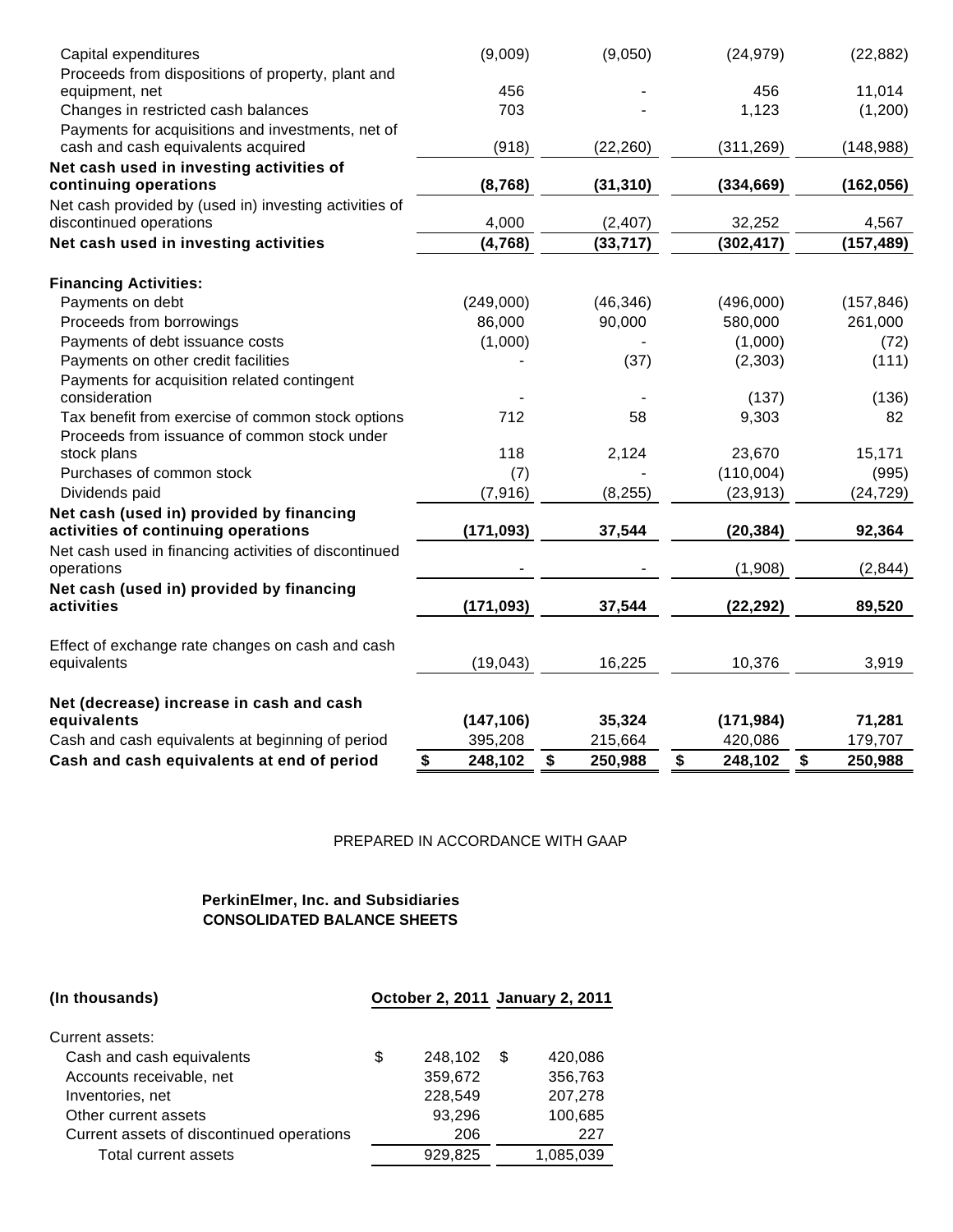| | | | | |
|---|---|---|---|---|
| Capital expenditures | (9,009) | (9,050) | (24,979) | (22,882) |
| Proceeds from dispositions of property, plant and equipment, net | 456 | - | 456 | 11,014 |
| Changes in restricted cash balances | 703 | - | 1,123 | (1,200) |
| Payments for acquisitions and investments, net of cash and cash equivalents acquired | (918) | (22,260) | (311,269) | (148,988) |
| **Net cash used in investing activities of continuing operations** | **(8,768)** | **(31,310)** | **(334,669)** | **(162,056)** |
| Net cash provided by (used in) investing activities of discontinued operations | 4,000 | (2,407) | 32,252 | 4,567 |
| **Net cash used in investing activities** | **(4,768)** | **(33,717)** | **(302,417)** | **(157,489)** |
| | | | | |
| **Financing Activities:** | | | | |
| Payments on debt | (249,000) | (46,346) | (496,000) | (157,846) |
| Proceeds from borrowings | 86,000 | 90,000 | 580,000 | 261,000 |
| Payments of debt issuance costs | (1,000) | - | (1,000) | (72) |
| Payments on other credit facilities | - | (37) | (2,303) | (111) |
| Payments for acquisition related contingent consideration | - | - | (137) | (136) |
| Tax benefit from exercise of common stock options | 712 | 58 | 9,303 | 82 |
| Proceeds from issuance of common stock under stock plans | 118 | 2,124 | 23,670 | 15,171 |
| Purchases of common stock | (7) | - | (110,004) | (995) |
| Dividends paid | (7,916) | (8,255) | (23,913) | (24,729) |
| **Net cash (used in) provided by financing activities of continuing operations** | **(171,093)** | **37,544** | **(20,384)** | **92,364** |
| Net cash used in financing activities of discontinued operations | - | - | (1,908) | (2,844) |
| **Net cash (used in) provided by financing activities** | **(171,093)** | **37,544** | **(22,292)** | **89,520** |
| | | | | |
| Effect of exchange rate changes on cash and cash equivalents | (19,043) | 16,225 | 10,376 | 3,919 |
| | | | | |
| **Net (decrease) increase in cash and cash equivalents** | **(147,106)** | **35,324** | **(171,984)** | **71,281** |
| Cash and cash equivalents at beginning of period | 395,208 | 215,664 | 420,086 | 179,707 |
| **Cash and cash equivalents at end of period** | **$ 248,102** | **$ 250,988** | **$ 248,102** | **$ 250,988** |

PREPARED IN ACCORDANCE WITH GAAP

**PerkinElmer, Inc. and Subsidiaries**
**CONSOLIDATED BALANCE SHEETS**

| **(In thousands)** | **October 2, 2011** | **January 2, 2011** |
|---|---|---|
| Current assets: | | |
| Cash and cash equivalents | $ 248,102 | $ 420,086 |
| Accounts receivable, net | 359,672 | 356,763 |
| Inventories, net | 228,549 | 207,278 |
| Other current assets | 93,296 | 100,685 |
| Current assets of discontinued operations | 206 | 227 |
| Total current assets | 929,825 | 1,085,039 |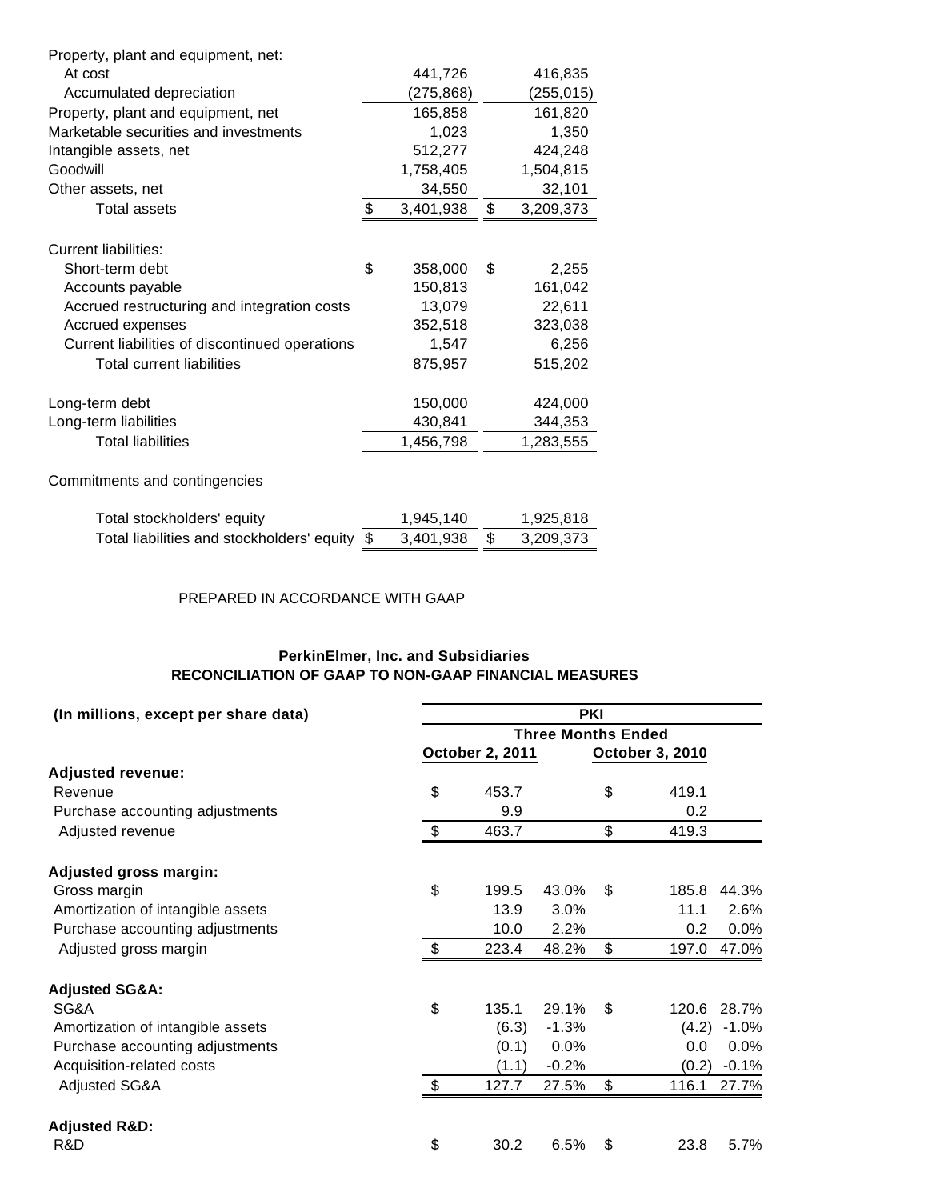| | | |
|---|---|---|
| Property, plant and equipment, net: | | |
| At cost | 441,726 | 416,835 |
| Accumulated depreciation | (275,868) | (255,015) |
| Property, plant and equipment, net | 165,858 | 161,820 |
| Marketable securities and investments | 1,023 | 1,350 |
| Intangible assets, net | 512,277 | 424,248 |
| Goodwill | 1,758,405 | 1,504,815 |
| Other assets, net | 34,550 | 32,101 |
| Total assets | $ 3,401,938 | $ 3,209,373 |
| | | |
| Current liabilities: | | |
| Short-term debt | $ 358,000 | $ 2,255 |
| Accounts payable | 150,813 | 161,042 |
| Accrued restructuring and integration costs | 13,079 | 22,611 |
| Accrued expenses | 352,518 | 323,038 |
| Current liabilities of discontinued operations | 1,547 | 6,256 |
| Total current liabilities | 875,957 | 515,202 |
| | | |
| Long-term debt | 150,000 | 424,000 |
| Long-term liabilities | 430,841 | 344,353 |
| Total liabilities | 1,456,798 | 1,283,555 |
| | | |
| Commitments and contingencies | | |
| | | |
| Total stockholders' equity | 1,945,140 | 1,925,818 |
| Total liabilities and stockholders' equity | $ 3,401,938 | $ 3,209,373 |

PREPARED IN ACCORDANCE WITH GAAP

**PerkinElmer, Inc. and Subsidiaries**
**RECONCILIATION OF GAAP TO NON-GAAP FINANCIAL MEASURES**

| (In millions, except per share data) | PKI | | | |
|---|---|---|---|---|
| | Three Months Ended | | | |
| | October 2, 2011 | | October 3, 2010 | |
| **Adjusted revenue:** | | | | |
| Revenue | $ 453.7 | | $ 419.1 | |
| Purchase accounting adjustments | 9.9 | | 0.2 | |
| Adjusted revenue | $ 463.7 | | $ 419.3 | |
| | | | | |
| **Adjusted gross margin:** | | | | |
| Gross margin | $ 199.5 | 43.0% | $ 185.8 | 44.3% |
| Amortization of intangible assets | 13.9 | 3.0% | 11.1 | 2.6% |
| Purchase accounting adjustments | 10.0 | 2.2% | 0.2 | 0.0% |
| Adjusted gross margin | $ 223.4 | 48.2% | $ 197.0 | 47.0% |
| | | | | |
| **Adjusted SG&A:** | | | | |
| SG&A | $ 135.1 | 29.1% | $ 120.6 | 28.7% |
| Amortization of intangible assets | (6.3) | -1.3% | (4.2) | -1.0% |
| Purchase accounting adjustments | (0.1) | 0.0% | 0.0 | 0.0% |
| Acquisition-related costs | (1.1) | -0.2% | (0.2) | -0.1% |
| Adjusted SG&A | $ 127.7 | 27.5% | $ 116.1 | 27.7% |
| | | | | |
| **Adjusted R&D:** | | | | |
| R&D | $ 30.2 | 6.5% | $ 23.8 | 5.7% |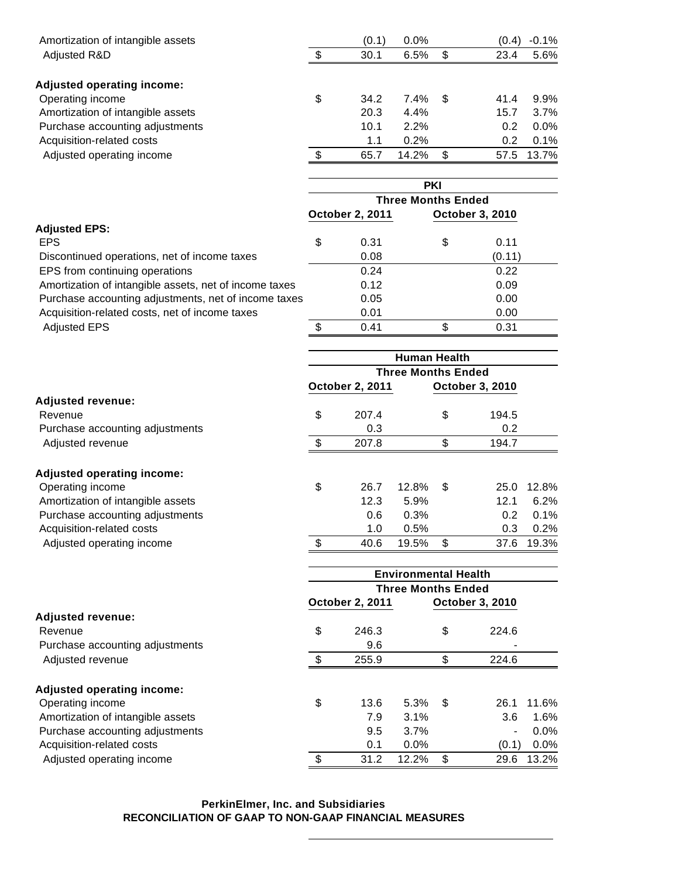| | | | | | | |
|---|---|---|---|---|---|---|
| Amortization of intangible assets | | (0.1) | 0.0% | | (0.4) | -0.1% |
| Adjusted R&D | $ | 30.1 | 6.5% | $ | 23.4 | 5.6% |
| | | | | | | |
| **Adjusted operating income:** | | | | | | |
| Operating income | $ | 34.2 | 7.4% | $ | 41.4 | 9.9% |
| Amortization of intangible assets | | 20.3 | 4.4% | | 15.7 | 3.7% |
| Purchase accounting adjustments | | 10.1 | 2.2% | | 0.2 | 0.0% |
| Acquisition-related costs | | 1.1 | 0.2% | | 0.2 | 0.1% |
| Adjusted operating income | $ | 65.7 | 14.2% | $ | 57.5 | 13.7% |

| | PKI | | | |
|---|---|---|---|---|
| | Three Months Ended | | | |
| | October 2, 2011 | | October 3, 2010 | |
| **Adjusted EPS:** | | | | |
| EPS | $ | 0.31 | $ | 0.11 |
| Discontinued operations, net of income taxes | | 0.08 | | (0.11) |
| EPS from continuing operations | | 0.24 | | 0.22 |
| Amortization of intangible assets, net of income taxes | | 0.12 | | 0.09 |
| Purchase accounting adjustments, net of income taxes | | 0.05 | | 0.00 |
| Acquisition-related costs, net of income taxes | | 0.01 | | 0.00 |
| Adjusted EPS | $ | 0.41 | $ | 0.31 |

| | Human Health | | | | | |
|---|---|---|---|---|---|---|
| | Three Months Ended | | | | | |
| | October 2, 2011 | | | October 3, 2010 | | |
| **Adjusted revenue:** | | | | | | |
| Revenue | $ | 207.4 | | $ | 194.5 | |
| Purchase accounting adjustments | | 0.3 | | | 0.2 | |
| Adjusted revenue | $ | 207.8 | | $ | 194.7 | |
| | | | | | | |
| **Adjusted operating income:** | | | | | | |
| Operating income | $ | 26.7 | 12.8% | $ | 25.0 | 12.8% |
| Amortization of intangible assets | | 12.3 | 5.9% | | 12.1 | 6.2% |
| Purchase accounting adjustments | | 0.6 | 0.3% | | 0.2 | 0.1% |
| Acquisition-related costs | | 1.0 | 0.5% | | 0.3 | 0.2% |
| Adjusted operating income | $ | 40.6 | 19.5% | $ | 37.6 | 19.3% |

| | Environmental Health | | | | | |
|---|---|---|---|---|---|---|
| | Three Months Ended | | | | | |
| | October 2, 2011 | | | October 3, 2010 | | |
| **Adjusted revenue:** | | | | | | |
| Revenue | $ | 246.3 | | $ | 224.6 | |
| Purchase accounting adjustments | | 9.6 | | | - | |
| Adjusted revenue | $ | 255.9 | | $ | 224.6 | |
| | | | | | | |
| **Adjusted operating income:** | | | | | | |
| Operating income | $ | 13.6 | 5.3% | $ | 26.1 | 11.6% |
| Amortization of intangible assets | | 7.9 | 3.1% | | 3.6 | 1.6% |
| Purchase accounting adjustments | | 9.5 | 3.7% | | - | 0.0% |
| Acquisition-related costs | | 0.1 | 0.0% | | (0.1) | 0.0% |
| Adjusted operating income | $ | 31.2 | 12.2% | $ | 29.6 | 13.2% |

**PerkinElmer, Inc. and Subsidiaries**
**RECONCILIATION OF GAAP TO NON-GAAP FINANCIAL MEASURES**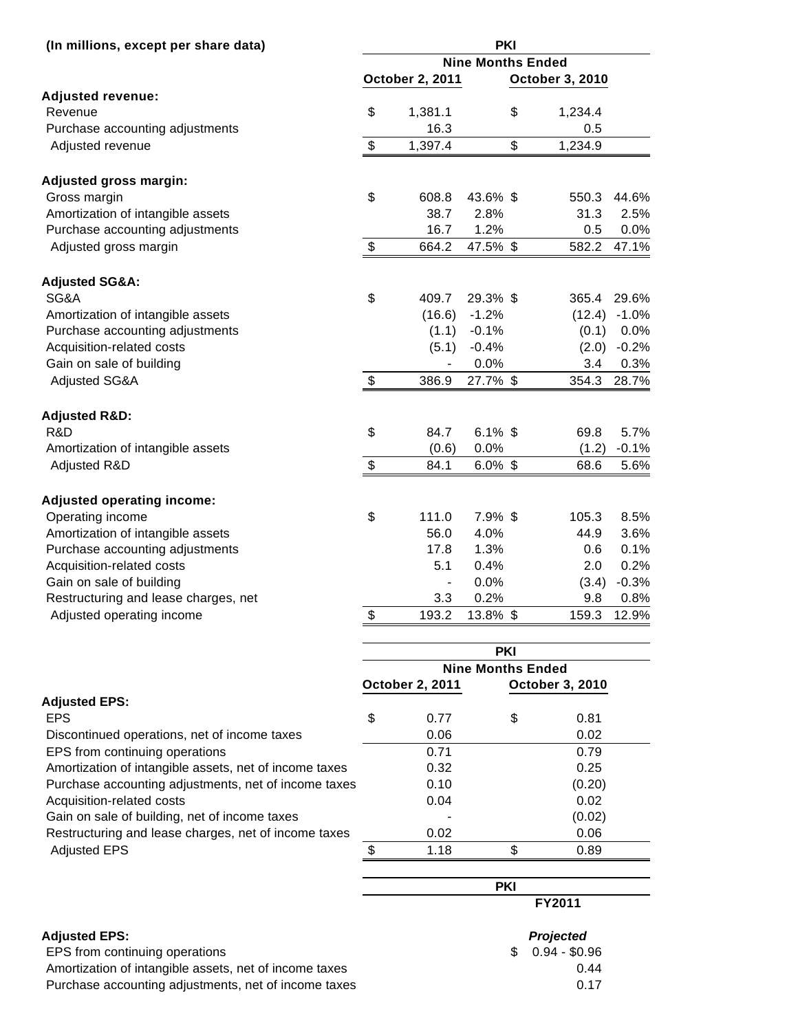**(In millions, except per share data)**

| | PKI | | | |
|---|---|---|---|---|
| | Nine Months Ended | | | |
| | October 2, 2011 | | October 3, 2010 | |
| **Adjusted revenue:** | | | | |
| Revenue | $ 1,381.1 | | $ 1,234.4 | |
| Purchase accounting adjustments | 16.3 | | 0.5 | |
| Adjusted revenue | $ 1,397.4 | | $ 1,234.9 | |
| | | | | |
| **Adjusted gross margin:** | | | | |
| Gross margin | $ 608.8 | 43.6% | $ 550.3 | 44.6% |
| Amortization of intangible assets | 38.7 | 2.8% | 31.3 | 2.5% |
| Purchase accounting adjustments | 16.7 | 1.2% | 0.5 | 0.0% |
| Adjusted gross margin | $ 664.2 | 47.5% | $ 582.2 | 47.1% |
| | | | | |
| **Adjusted SG&A:** | | | | |
| SG&A | $ 409.7 | 29.3% | $ 365.4 | 29.6% |
| Amortization of intangible assets | (16.6) | -1.2% | (12.4) | -1.0% |
| Purchase accounting adjustments | (1.1) | -0.1% | (0.1) | 0.0% |
| Acquisition-related costs | (5.1) | -0.4% | (2.0) | -0.2% |
| Gain on sale of building | - | 0.0% | 3.4 | 0.3% |
| Adjusted SG&A | $ 386.9 | 27.7% | $ 354.3 | 28.7% |
| | | | | |
| **Adjusted R&D:** | | | | |
| R&D | $ 84.7 | 6.1% | $ 69.8 | 5.7% |
| Amortization of intangible assets | (0.6) | 0.0% | (1.2) | -0.1% |
| Adjusted R&D | $ 84.1 | 6.0% | $ 68.6 | 5.6% |
| | | | | |
| **Adjusted operating income:** | | | | |
| Operating income | $ 111.0 | 7.9% | $ 105.3 | 8.5% |
| Amortization of intangible assets | 56.0 | 4.0% | 44.9 | 3.6% |
| Purchase accounting adjustments | 17.8 | 1.3% | 0.6 | 0.1% |
| Acquisition-related costs | 5.1 | 0.4% | 2.0 | 0.2% |
| Gain on sale of building | - | 0.0% | (3.4) | -0.3% |
| Restructuring and lease charges, net | 3.3 | 0.2% | 9.8 | 0.8% |
| Adjusted operating income | $ 193.2 | 13.8% | $ 159.3 | 12.9% |

| | PKI | |
|---|---|---|
| | Nine Months Ended | |
| | October 2, 2011 | October 3, 2010 |
| **Adjusted EPS:** | | |
| EPS | $ 0.77 | $ 0.81 |
| Discontinued operations, net of income taxes | 0.06 | 0.02 |
| EPS from continuing operations | 0.71 | 0.79 |
| Amortization of intangible assets, net of income taxes | 0.32 | 0.25 |
| Purchase accounting adjustments, net of income taxes | 0.10 | (0.20) |
| Acquisition-related costs | 0.04 | 0.02 |
| Gain on sale of building, net of income taxes | - | (0.02) |
| Restructuring and lease charges, net of income taxes | 0.02 | 0.06 |
| Adjusted EPS | $ 1.18 | $ 0.89 |

| | PKI |
|---|---|
| | FY2011 |
| **Adjusted EPS:** | ***Projected*** |
| EPS from continuing operations | $ 0.94 - $0.96 |
| Amortization of intangible assets, net of income taxes | 0.44 |
| Purchase accounting adjustments, net of income taxes | 0.17 |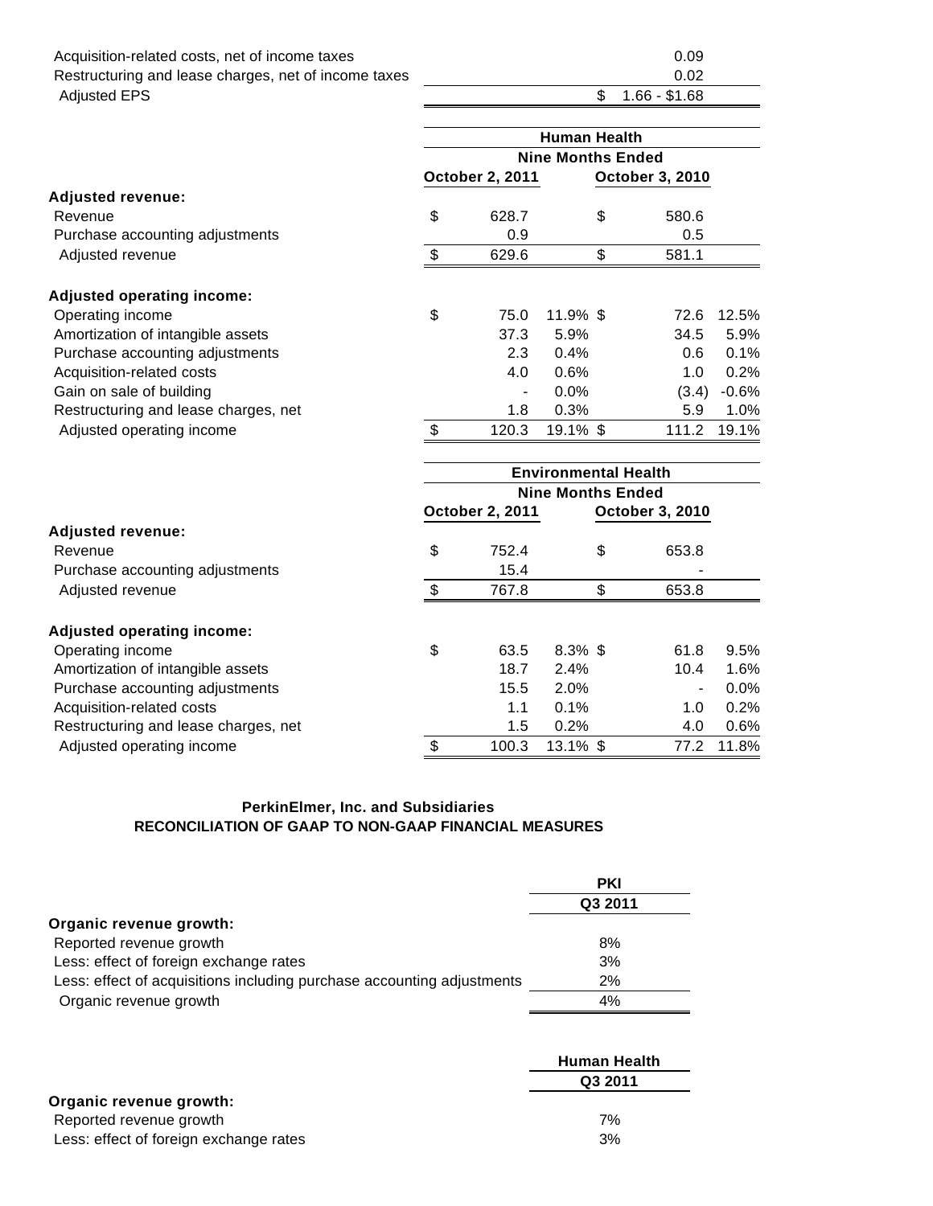| | |
|---|---|
| Acquisition-related costs, net of income taxes | 0.09 |
| Restructuring and lease charges, net of income taxes | 0.02 |
| Adjusted EPS | $ 1.66 - $1.68 |

| | Human Health | | | |
|---|---|---|---|---|
| | Nine Months Ended | | | |
| | October 2, 2011 | | October 3, 2010 | |
| **Adjusted revenue:** | | | | |
| Revenue | $ 628.7 | | $ 580.6 | |
| Purchase accounting adjustments | 0.9 | | 0.5 | |
| Adjusted revenue | $ 629.6 | | $ 581.1 | |
| | | | | |
| **Adjusted operating income:** | | | | |
| Operating income | $ 75.0 | 11.9% | $ 72.6 | 12.5% |
| Amortization of intangible assets | 37.3 | 5.9% | 34.5 | 5.9% |
| Purchase accounting adjustments | 2.3 | 0.4% | 0.6 | 0.1% |
| Acquisition-related costs | 4.0 | 0.6% | 1.0 | 0.2% |
| Gain on sale of building | - | 0.0% | (3.4) | -0.6% |
| Restructuring and lease charges, net | 1.8 | 0.3% | 5.9 | 1.0% |
| Adjusted operating income | $ 120.3 | 19.1% | $ 111.2 | 19.1% |

| | Environmental Health | | | |
|---|---|---|---|---|
| | Nine Months Ended | | | |
| | October 2, 2011 | | October 3, 2010 | |
| **Adjusted revenue:** | | | | |
| Revenue | $ 752.4 | | $ 653.8 | |
| Purchase accounting adjustments | 15.4 | | - | |
| Adjusted revenue | $ 767.8 | | $ 653.8 | |
| | | | | |
| **Adjusted operating income:** | | | | |
| Operating income | $ 63.5 | 8.3% | $ 61.8 | 9.5% |
| Amortization of intangible assets | 18.7 | 2.4% | 10.4 | 1.6% |
| Purchase accounting adjustments | 15.5 | 2.0% | - | 0.0% |
| Acquisition-related costs | 1.1 | 0.1% | 1.0 | 0.2% |
| Restructuring and lease charges, net | 1.5 | 0.2% | 4.0 | 0.6% |
| Adjusted operating income | $ 100.3 | 13.1% | $ 77.2 | 11.8% |

**PerkinElmer, Inc. and Subsidiaries**
**RECONCILIATION OF GAAP TO NON-GAAP FINANCIAL MEASURES**

| | PKI |
|---|---|
| | Q3 2011 |
| **Organic revenue growth:** | |
| Reported revenue growth | 8% |
| Less: effect of foreign exchange rates | 3% |
| Less: effect of acquisitions including purchase accounting adjustments | 2% |
| Organic revenue growth | 4% |

| | Human Health |
|---|---|
| | Q3 2011 |
| **Organic revenue growth:** | |
| Reported revenue growth | 7% |
| Less: effect of foreign exchange rates | 3% |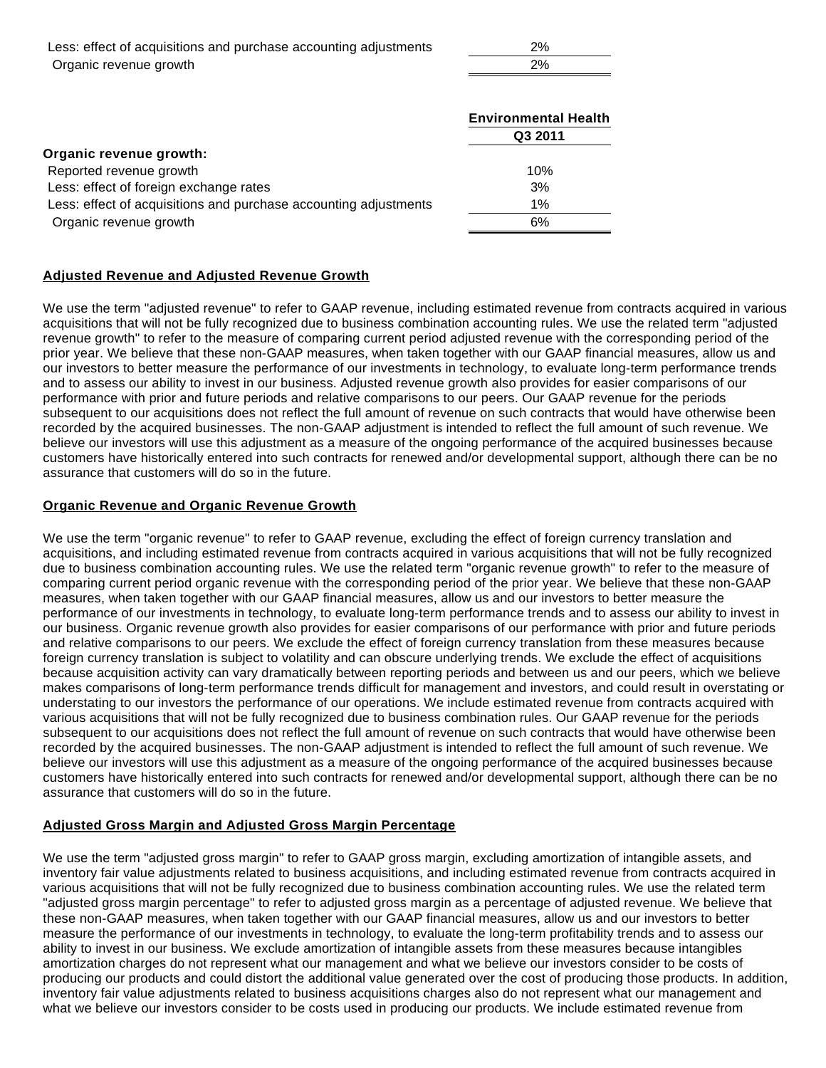| | |
|---|---|
| Less: effect of acquisitions and purchase accounting adjustments | 2% |
| Organic revenue growth | 2% |

| | Environmental Health |
|---|---|
| | Q3 2011 |
| **Organic revenue growth:** | |
| Reported revenue growth | 10% |
| Less: effect of foreign exchange rates | 3% |
| Less: effect of acquisitions and purchase accounting adjustments | 1% |
| Organic revenue growth | 6% |

**Adjusted Revenue and Adjusted Revenue Growth**

We use the term "adjusted revenue" to refer to GAAP revenue, including estimated revenue from contracts acquired in various acquisitions that will not be fully recognized due to business combination accounting rules. We use the related term "adjusted revenue growth" to refer to the measure of comparing current period adjusted revenue with the corresponding period of the prior year. We believe that these non-GAAP measures, when taken together with our GAAP financial measures, allow us and our investors to better measure the performance of our investments in technology, to evaluate long-term performance trends and to assess our ability to invest in our business. Adjusted revenue growth also provides for easier comparisons of our performance with prior and future periods and relative comparisons to our peers. Our GAAP revenue for the periods subsequent to our acquisitions does not reflect the full amount of revenue on such contracts that would have otherwise been recorded by the acquired businesses. The non-GAAP adjustment is intended to reflect the full amount of such revenue. We believe our investors will use this adjustment as a measure of the ongoing performance of the acquired businesses because customers have historically entered into such contracts for renewed and/or developmental support, although there can be no assurance that customers will do so in the future.

**Organic Revenue and Organic Revenue Growth**

We use the term "organic revenue" to refer to GAAP revenue, excluding the effect of foreign currency translation and acquisitions, and including estimated revenue from contracts acquired in various acquisitions that will not be fully recognized due to business combination accounting rules. We use the related term "organic revenue growth" to refer to the measure of comparing current period organic revenue with the corresponding period of the prior year. We believe that these non-GAAP measures, when taken together with our GAAP financial measures, allow us and our investors to better measure the performance of our investments in technology, to evaluate long-term performance trends and to assess our ability to invest in our business. Organic revenue growth also provides for easier comparisons of our performance with prior and future periods and relative comparisons to our peers. We exclude the effect of foreign currency translation from these measures because foreign currency translation is subject to volatility and can obscure underlying trends. We exclude the effect of acquisitions because acquisition activity can vary dramatically between reporting periods and between us and our peers, which we believe makes comparisons of long-term performance trends difficult for management and investors, and could result in overstating or understating to our investors the performance of our operations. We include estimated revenue from contracts acquired with various acquisitions that will not be fully recognized due to business combination rules. Our GAAP revenue for the periods subsequent to our acquisitions does not reflect the full amount of revenue on such contracts that would have otherwise been recorded by the acquired businesses. The non-GAAP adjustment is intended to reflect the full amount of such revenue. We believe our investors will use this adjustment as a measure of the ongoing performance of the acquired businesses because customers have historically entered into such contracts for renewed and/or developmental support, although there can be no assurance that customers will do so in the future.

**Adjusted Gross Margin and Adjusted Gross Margin Percentage**

We use the term "adjusted gross margin" to refer to GAAP gross margin, excluding amortization of intangible assets, and inventory fair value adjustments related to business acquisitions, and including estimated revenue from contracts acquired in various acquisitions that will not be fully recognized due to business combination accounting rules. We use the related term "adjusted gross margin percentage" to refer to adjusted gross margin as a percentage of adjusted revenue. We believe that these non-GAAP measures, when taken together with our GAAP financial measures, allow us and our investors to better measure the performance of our investments in technology, to evaluate the long-term profitability trends and to assess our ability to invest in our business. We exclude amortization of intangible assets from these measures because intangibles amortization charges do not represent what our management and what we believe our investors consider to be costs of producing our products and could distort the additional value generated over the cost of producing those products. In addition, inventory fair value adjustments related to business acquisitions charges also do not represent what our management and what we believe our investors consider to be costs used in producing our products. We include estimated revenue from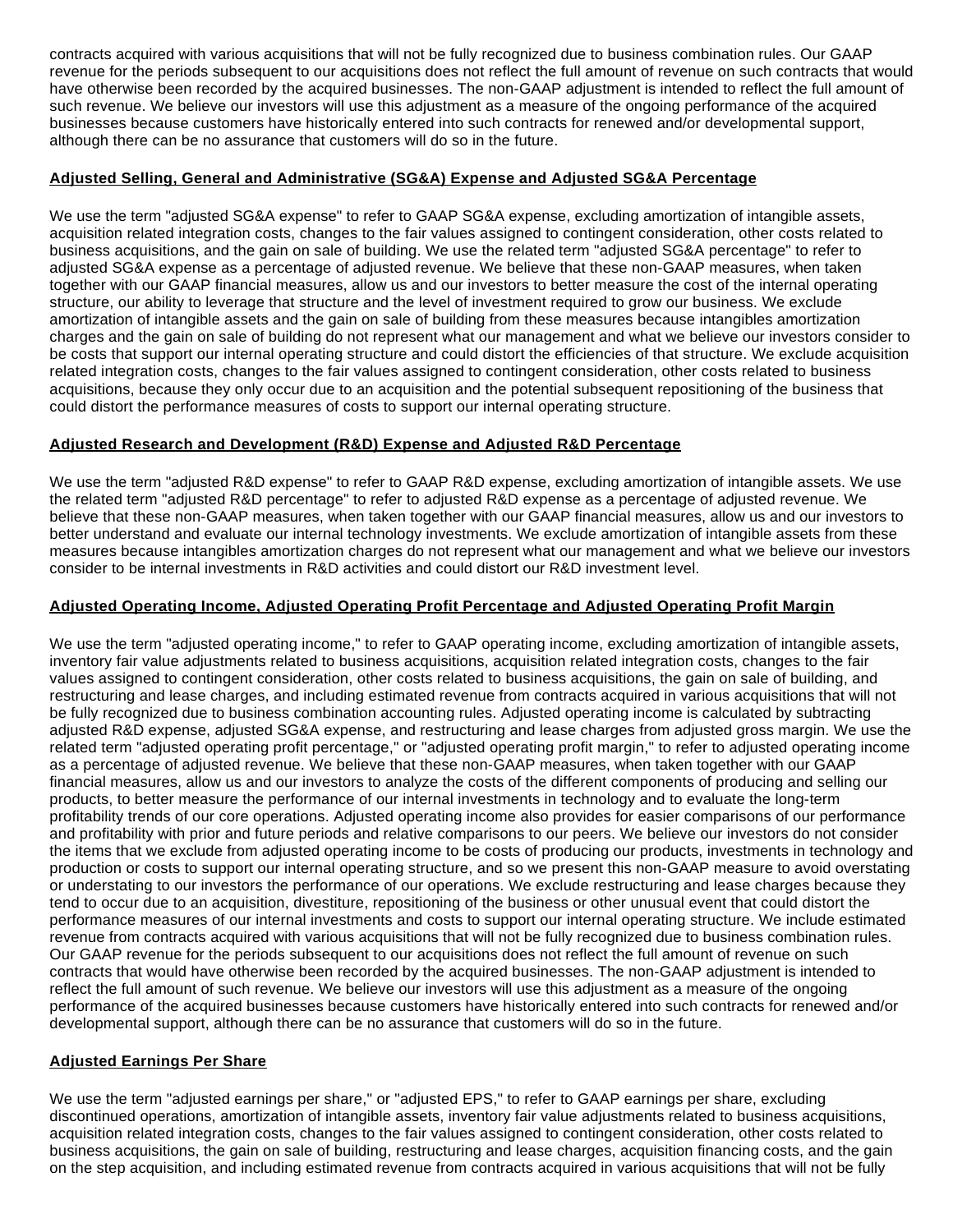contracts acquired with various acquisitions that will not be fully recognized due to business combination rules. Our GAAP revenue for the periods subsequent to our acquisitions does not reflect the full amount of revenue on such contracts that would have otherwise been recorded by the acquired businesses. The non-GAAP adjustment is intended to reflect the full amount of such revenue. We believe our investors will use this adjustment as a measure of the ongoing performance of the acquired businesses because customers have historically entered into such contracts for renewed and/or developmental support, although there can be no assurance that customers will do so in the future.

**Adjusted Selling, General and Administrative (SG&A) Expense and Adjusted SG&A Percentage**

We use the term "adjusted SG&A expense" to refer to GAAP SG&A expense, excluding amortization of intangible assets, acquisition related integration costs, changes to the fair values assigned to contingent consideration, other costs related to business acquisitions, and the gain on sale of building. We use the related term "adjusted SG&A percentage" to refer to adjusted SG&A expense as a percentage of adjusted revenue. We believe that these non-GAAP measures, when taken together with our GAAP financial measures, allow us and our investors to better measure the cost of the internal operating structure, our ability to leverage that structure and the level of investment required to grow our business. We exclude amortization of intangible assets and the gain on sale of building from these measures because intangibles amortization charges and the gain on sale of building do not represent what our management and what we believe our investors consider to be costs that support our internal operating structure and could distort the efficiencies of that structure. We exclude acquisition related integration costs, changes to the fair values assigned to contingent consideration, other costs related to business acquisitions, because they only occur due to an acquisition and the potential subsequent repositioning of the business that could distort the performance measures of costs to support our internal operating structure.

**Adjusted Research and Development (R&D) Expense and Adjusted R&D Percentage**

We use the term "adjusted R&D expense" to refer to GAAP R&D expense, excluding amortization of intangible assets. We use the related term "adjusted R&D percentage" to refer to adjusted R&D expense as a percentage of adjusted revenue. We believe that these non-GAAP measures, when taken together with our GAAP financial measures, allow us and our investors to better understand and evaluate our internal technology investments. We exclude amortization of intangible assets from these measures because intangibles amortization charges do not represent what our management and what we believe our investors consider to be internal investments in R&D activities and could distort our R&D investment level.

**Adjusted Operating Income, Adjusted Operating Profit Percentage and Adjusted Operating Profit Margin**

We use the term "adjusted operating income," to refer to GAAP operating income, excluding amortization of intangible assets, inventory fair value adjustments related to business acquisitions, acquisition related integration costs, changes to the fair values assigned to contingent consideration, other costs related to business acquisitions, the gain on sale of building, and restructuring and lease charges, and including estimated revenue from contracts acquired in various acquisitions that will not be fully recognized due to business combination accounting rules. Adjusted operating income is calculated by subtracting adjusted R&D expense, adjusted SG&A expense, and restructuring and lease charges from adjusted gross margin. We use the related term "adjusted operating profit percentage," or "adjusted operating profit margin," to refer to adjusted operating income as a percentage of adjusted revenue. We believe that these non-GAAP measures, when taken together with our GAAP financial measures, allow us and our investors to analyze the costs of the different components of producing and selling our products, to better measure the performance of our internal investments in technology and to evaluate the long-term profitability trends of our core operations. Adjusted operating income also provides for easier comparisons of our performance and profitability with prior and future periods and relative comparisons to our peers. We believe our investors do not consider the items that we exclude from adjusted operating income to be costs of producing our products, investments in technology and production or costs to support our internal operating structure, and so we present this non-GAAP measure to avoid overstating or understating to our investors the performance of our operations. We exclude restructuring and lease charges because they tend to occur due to an acquisition, divestiture, repositioning of the business or other unusual event that could distort the performance measures of our internal investments and costs to support our internal operating structure. We include estimated revenue from contracts acquired with various acquisitions that will not be fully recognized due to business combination rules. Our GAAP revenue for the periods subsequent to our acquisitions does not reflect the full amount of revenue on such contracts that would have otherwise been recorded by the acquired businesses. The non-GAAP adjustment is intended to reflect the full amount of such revenue. We believe our investors will use this adjustment as a measure of the ongoing performance of the acquired businesses because customers have historically entered into such contracts for renewed and/or developmental support, although there can be no assurance that customers will do so in the future.

**Adjusted Earnings Per Share**

We use the term "adjusted earnings per share," or "adjusted EPS," to refer to GAAP earnings per share, excluding discontinued operations, amortization of intangible assets, inventory fair value adjustments related to business acquisitions, acquisition related integration costs, changes to the fair values assigned to contingent consideration, other costs related to business acquisitions, the gain on sale of building, restructuring and lease charges, acquisition financing costs, and the gain on the step acquisition, and including estimated revenue from contracts acquired in various acquisitions that will not be fully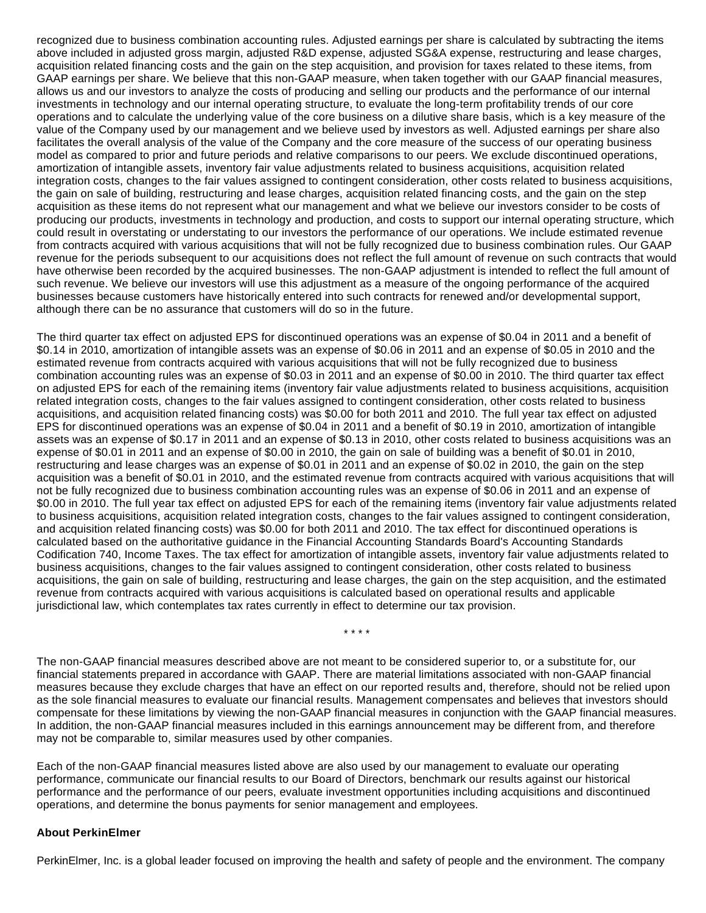recognized due to business combination accounting rules. Adjusted earnings per share is calculated by subtracting the items above included in adjusted gross margin, adjusted R&D expense, adjusted SG&A expense, restructuring and lease charges, acquisition related financing costs and the gain on the step acquisition, and provision for taxes related to these items, from GAAP earnings per share. We believe that this non-GAAP measure, when taken together with our GAAP financial measures, allows us and our investors to analyze the costs of producing and selling our products and the performance of our internal investments in technology and our internal operating structure, to evaluate the long-term profitability trends of our core operations and to calculate the underlying value of the core business on a dilutive share basis, which is a key measure of the value of the Company used by our management and we believe used by investors as well. Adjusted earnings per share also facilitates the overall analysis of the value of the Company and the core measure of the success of our operating business model as compared to prior and future periods and relative comparisons to our peers. We exclude discontinued operations, amortization of intangible assets, inventory fair value adjustments related to business acquisitions, acquisition related integration costs, changes to the fair values assigned to contingent consideration, other costs related to business acquisitions, the gain on sale of building, restructuring and lease charges, acquisition related financing costs, and the gain on the step acquisition as these items do not represent what our management and what we believe our investors consider to be costs of producing our products, investments in technology and production, and costs to support our internal operating structure, which could result in overstating or understating to our investors the performance of our operations. We include estimated revenue from contracts acquired with various acquisitions that will not be fully recognized due to business combination rules. Our GAAP revenue for the periods subsequent to our acquisitions does not reflect the full amount of revenue on such contracts that would have otherwise been recorded by the acquired businesses. The non-GAAP adjustment is intended to reflect the full amount of such revenue. We believe our investors will use this adjustment as a measure of the ongoing performance of the acquired businesses because customers have historically entered into such contracts for renewed and/or developmental support, although there can be no assurance that customers will do so in the future.

The third quarter tax effect on adjusted EPS for discontinued operations was an expense of $0.04 in 2011 and a benefit of $0.14 in 2010, amortization of intangible assets was an expense of $0.06 in 2011 and an expense of $0.05 in 2010 and the estimated revenue from contracts acquired with various acquisitions that will not be fully recognized due to business combination accounting rules was an expense of $0.03 in 2011 and an expense of $0.00 in 2010. The third quarter tax effect on adjusted EPS for each of the remaining items (inventory fair value adjustments related to business acquisitions, acquisition related integration costs, changes to the fair values assigned to contingent consideration, other costs related to business acquisitions, and acquisition related financing costs) was $0.00 for both 2011 and 2010. The full year tax effect on adjusted EPS for discontinued operations was an expense of $0.04 in 2011 and a benefit of $0.19 in 2010, amortization of intangible assets was an expense of $0.17 in 2011 and an expense of $0.13 in 2010, other costs related to business acquisitions was an expense of $0.01 in 2011 and an expense of $0.00 in 2010, the gain on sale of building was a benefit of $0.01 in 2010, restructuring and lease charges was an expense of $0.01 in 2011 and an expense of $0.02 in 2010, the gain on the step acquisition was a benefit of $0.01 in 2010, and the estimated revenue from contracts acquired with various acquisitions that will not be fully recognized due to business combination accounting rules was an expense of $0.06 in 2011 and an expense of $0.00 in 2010. The full year tax effect on adjusted EPS for each of the remaining items (inventory fair value adjustments related to business acquisitions, acquisition related integration costs, changes to the fair values assigned to contingent consideration, and acquisition related financing costs) was $0.00 for both 2011 and 2010. The tax effect for discontinued operations is calculated based on the authoritative guidance in the Financial Accounting Standards Board's Accounting Standards Codification 740, Income Taxes. The tax effect for amortization of intangible assets, inventory fair value adjustments related to business acquisitions, changes to the fair values assigned to contingent consideration, other costs related to business acquisitions, the gain on sale of building, restructuring and lease charges, the gain on the step acquisition, and the estimated revenue from contracts acquired with various acquisitions is calculated based on operational results and applicable jurisdictional law, which contemplates tax rates currently in effect to determine our tax provision.

\* \* \* \*

The non-GAAP financial measures described above are not meant to be considered superior to, or a substitute for, our financial statements prepared in accordance with GAAP. There are material limitations associated with non-GAAP financial measures because they exclude charges that have an effect on our reported results and, therefore, should not be relied upon as the sole financial measures to evaluate our financial results. Management compensates and believes that investors should compensate for these limitations by viewing the non-GAAP financial measures in conjunction with the GAAP financial measures. In addition, the non-GAAP financial measures included in this earnings announcement may be different from, and therefore may not be comparable to, similar measures used by other companies.

Each of the non-GAAP financial measures listed above are also used by our management to evaluate our operating performance, communicate our financial results to our Board of Directors, benchmark our results against our historical performance and the performance of our peers, evaluate investment opportunities including acquisitions and discontinued operations, and determine the bonus payments for senior management and employees.

**About PerkinElmer**

PerkinElmer, Inc. is a global leader focused on improving the health and safety of people and the environment. The company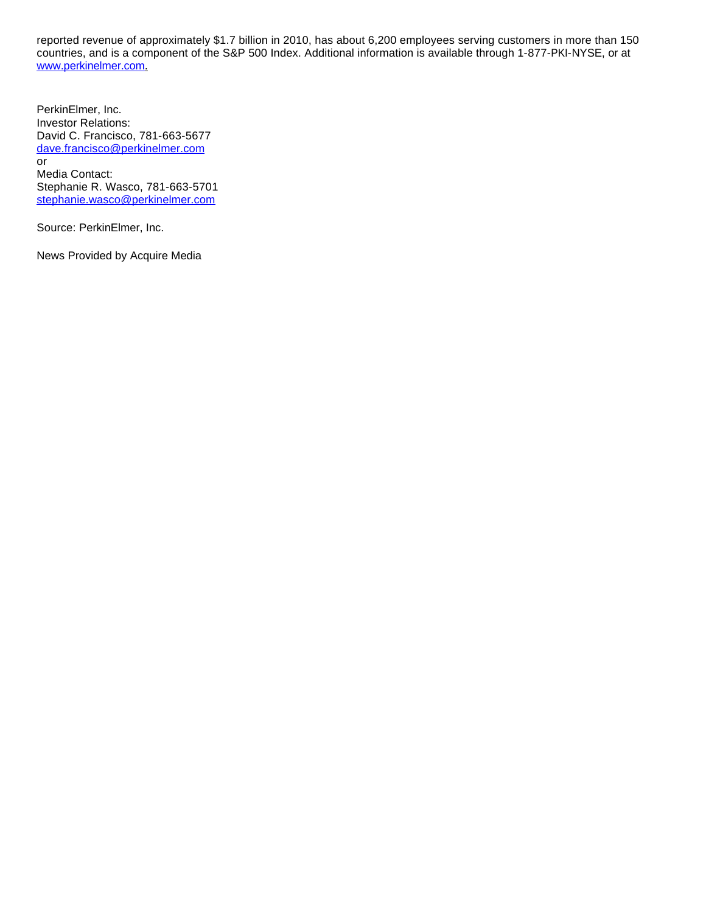reported revenue of approximately $1.7 billion in 2010, has about 6,200 employees serving customers in more than 150 countries, and is a component of the S&P 500 Index. Additional information is available through 1-877-PKI-NYSE, or at www.perkinelmer.com.

PerkinElmer, Inc.
Investor Relations:
David C. Francisco, 781-663-5677
dave.francisco@perkinelmer.com
or
Media Contact:
Stephanie R. Wasco, 781-663-5701
stephanie.wasco@perkinelmer.com

Source: PerkinElmer, Inc.

News Provided by Acquire Media